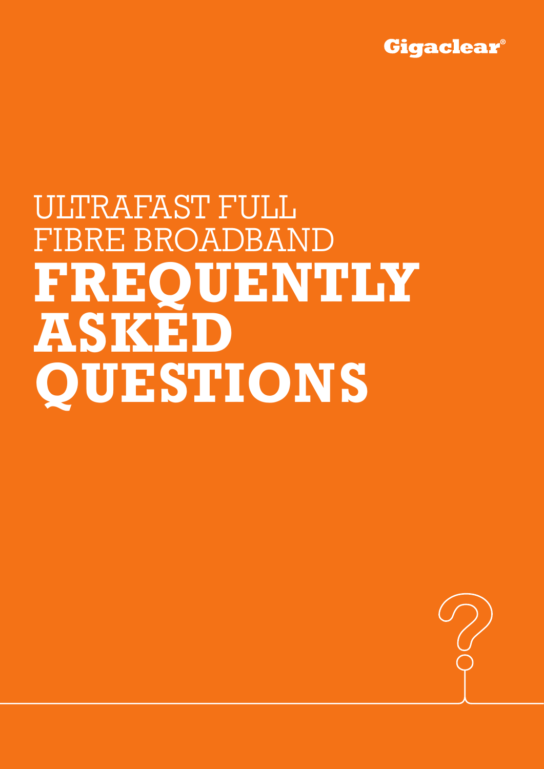Gigaclear®

# ULTRAFAST FULL FIBRE BROADBAND

# FREQUENTLY ASKED QUESTIONS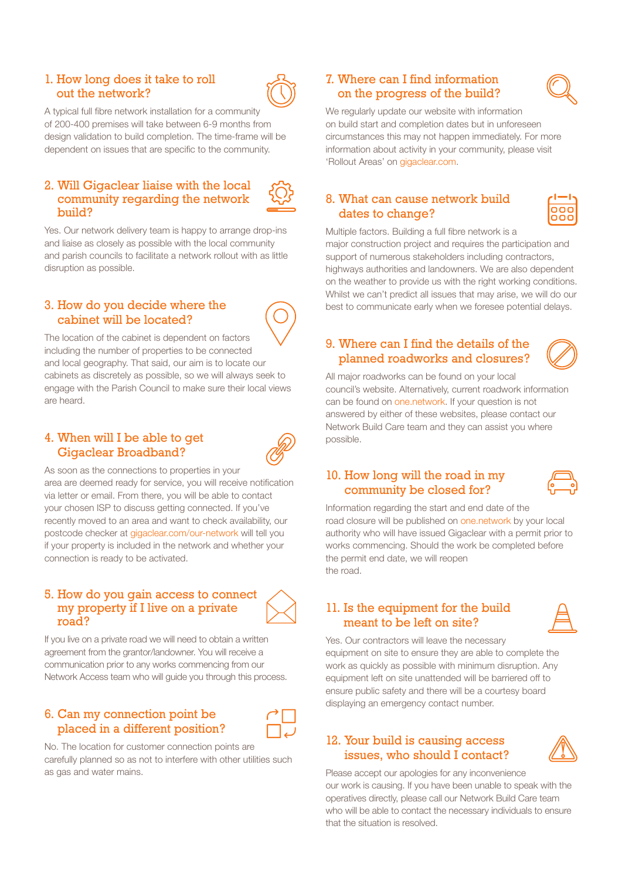## 1. How long does it take to roll out the network?

A typical full fibre network installation for a community of 200-400 premises will take between 6-9 months from design validation to build completion. The time-frame will be dependent on issues that are specific to the community.

## 2. Will Gigaclear liaise with the local community regarding the network build?

Yes. Our network delivery team is happy to arrange drop-ins and liaise as closely as possible with the local community and parish councils to facilitate a network rollout with as little disruption as possible.

## 3. How do you decide where the cabinet will be located?

The location of the cabinet is dependent on factors including the number of properties to be connected and local geography. That said, our aim is to locate our cabinets as discretely as possible, so we will always seek to engage with the Parish Council to make sure their local views are heard.

## 4. When will I be able to get Gigaclear Broadband?

As soon as the connections to properties in your area are deemed ready for service, you will receive notification via letter or email. From there, you will be able to contact your chosen ISP to discuss getting connected. If you've recently moved to an area and want to check availability, our postcode checker at gigaclear.com/our-network will tell you if your property is included in the network and whether your connection is ready to be activated.

## 5. How do you gain access to connect my property if I live on a private road?

If you live on a private road we will need to obtain a written agreement from the grantor/landowner. You will receive a communication prior to any works commencing from our Network Access team who will guide you through this process.

## 6. Can my connection point be placed in a different position?

No. The location for customer connection points are carefully planned so as not to interfere with other utilities such as gas and water mains.

## 7. Where can I find information on the progress of the build?

We regularly update our website with information on build start and completion dates but in unforeseen circumstances this may not happen immediately. For more information about activity in your community, please visit 'Rollout Areas' on gigaclear.com.

## 8. What can cause network build dates to change?

Multiple factors. Building a full fibre network is a major construction project and requires the participation and support of numerous stakeholders including contractors, highways authorities and landowners. We are also dependent on the weather to provide us with the right working conditions. Whilst we can't predict all issues that may arise, we will do our best to communicate early when we foresee potential delays.

## 9. Where can I find the details of the planned roadworks and closures?

All major roadworks can be found on your local council's website. Alternatively, current roadwork information can be found on one.network. If your question is not answered by either of these websites, please contact our Network Build Care team and they can assist you where possible.

## 10. How long will the road in my community be closed for?

Information regarding the start and end date of the road closure will be published on one.network by your local authority who will have issued Gigaclear with a permit prior to works commencing. Should the work be completed before the permit end date, we will reopen the road.

## 11. Is the equipment for the build meant to be left on site?

Yes. Our contractors will leave the necessary equipment on site to ensure they are able to complete the work as quickly as possible with minimum disruption. Any equipment left on site unattended will be barriered off to ensure public safety and there will be a courtesy board displaying an emergency contact number.

## 12. Your build is causing access issues, who should I contact?

Please accept our apologies for any inconvenience our work is causing. If you have been unable to speak with the operatives directly, please call our Network Build Care team who will be able to contact the necessary individuals to ensure that the situation is resolved.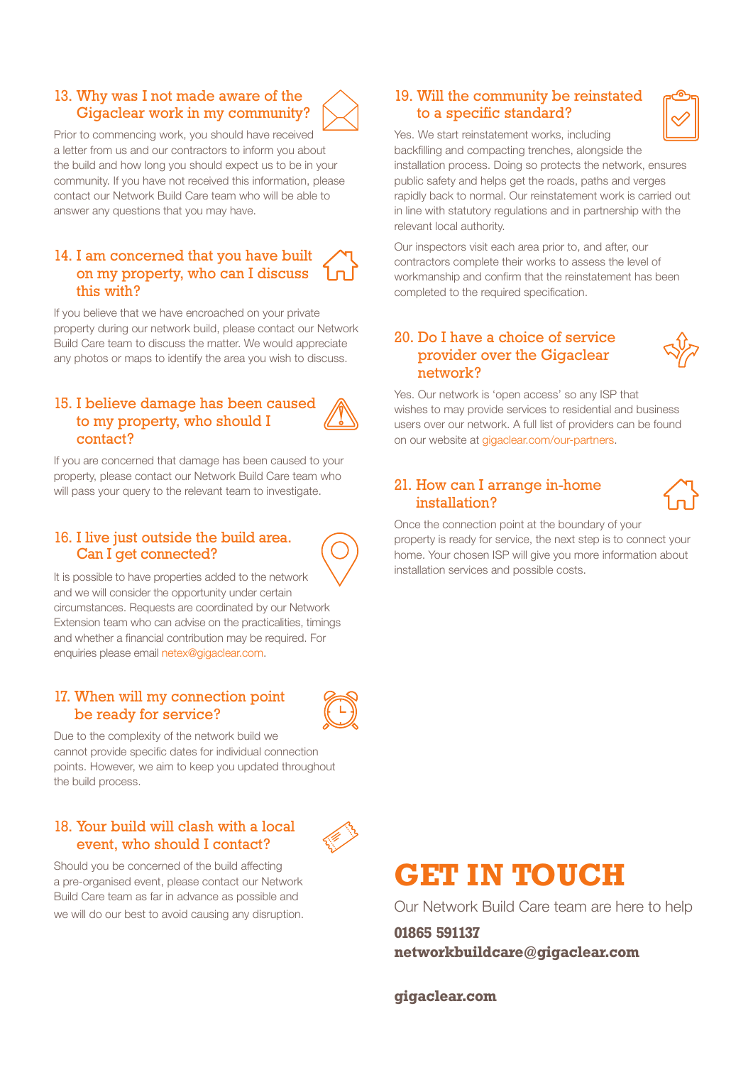### 13. Why was I not made aware of the Gigaclear work in my community?

Prior to commencing work, you should have received a letter from us and our contractors to inform you about the build and how long you should expect us to be in your community. If you have not received this information, please contact our Network Build Care team who will be able to answer any questions that you may have.

### 14. I am concerned that you have built on my property, who can I discuss this with?

If you believe that we have encroached on your private property during our network build, please contact our Network Build Care team to discuss the matter. We would appreciate any photos or maps to identify the area you wish to discuss.

### 15. I believe damage has been caused to my property, who should I contact?

If you are concerned that damage has been caused to your property, please contact our Network Build Care team who will pass your query to the relevant team to investigate.

### 16. I live just outside the build area. Can I get connected?

It is possible to have properties added to the network and we will consider the opportunity under certain circumstances. Requests are coordinated by our Network Extension team who can advise on the practicalities, timings and whether a financial contribution may be required. For enquiries please email netex@gigaclear.com.

### 17. When will my connection point be ready for service?

Due to the complexity of the network build we cannot provide specific dates for individual connection points. However, we aim to keep you updated throughout the build process.

### 18. Your build will clash with a local event, who should I contact?

Should you be concerned of the build affecting a pre-organised event, please contact our Network Build Care team as far in advance as possible and we will do our best to avoid causing any disruption.

### 19. Will the community be reinstated to a specific standard?

Yes. We start reinstatement works, including backfilling and compacting trenches, alongside the installation process. Doing so protects the network, ensures public safety and helps get the roads, paths and verges rapidly back to normal. Our reinstatement work is carried out in line with statutory regulations and in partnership with the relevant local authority.

Our inspectors visit each area prior to, and after, our contractors complete their works to assess the level of workmanship and confirm that the reinstatement has been completed to the required specification.

### 20. Do I have a choice of service provider over the Gigaclear network?

Yes. Our network is 'open access' so any ISP that wishes to may provide services to residential and business users over our network. A full list of providers can be found on our website at gigaclear.com/our-partners.

### 21. How can I arrange in-home installation?

Once the connection point at the boundary of your property is ready for service, the next step is to connect your home. Your chosen ISP will give you more information about installation services and possible costs.

# GET IN TOUCH

Our Network Build Care team are here to help

**01865 591137**
**networkbuildcare@gigaclear.com**

**gigaclear.com**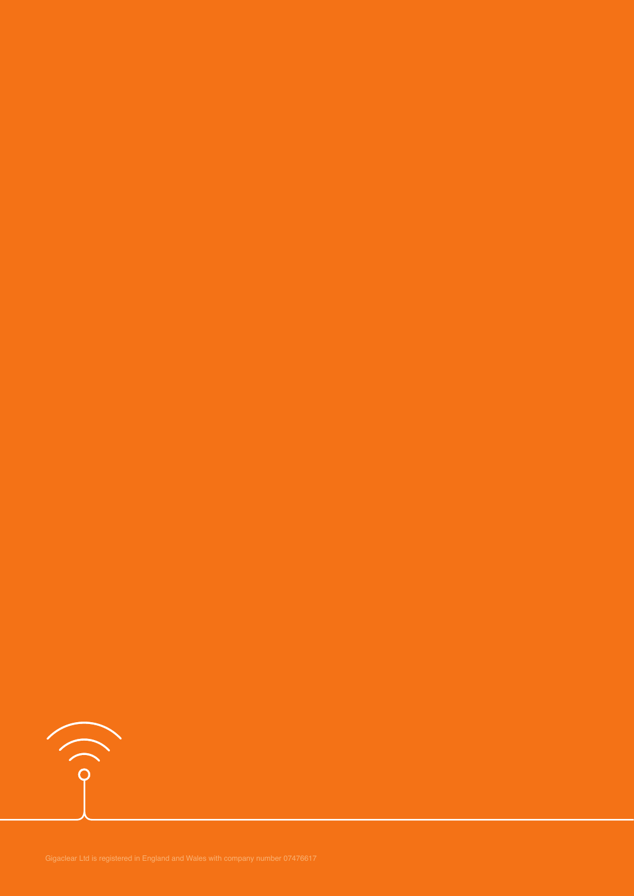Gigaclear Ltd is registered in England and Wales with company number 07476617